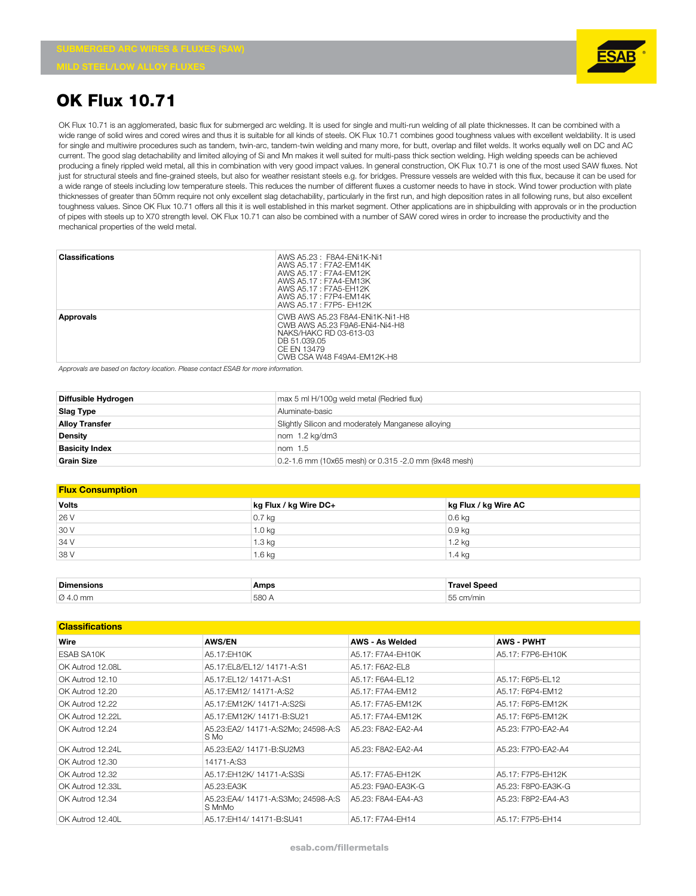SUBMERGED ARC WIRES & FLUXES (SAW)

MILD STEEL/LOW ALLOY FLUXES

# OK Flux 10.71

OK Flux 10.71 is an agglomerated, basic flux for submerged arc welding. It is used for single and multi-run welding of all plate thicknesses. It can be combined with a wide range of solid wires and cored wires and thus it is suitable for all kinds of steels. OK Flux 10.71 combines good toughness values with excellent weldability. It is used for single and multiwire procedures such as tandem, twin-arc, tandem-twin welding and many more, for butt, overlap and fillet welds. It works equally well on DC and AC current. The good slag detachability and limited alloying of Si and Mn makes it well suited for multi-pass thick section welding. High welding speeds can be achieved producing a finely rippled weld metal, all this in combination with very good impact values. In general construction, OK Flux 10.71 is one of the most used SAW fluxes. Not just for structural steels and fine-grained steels, but also for weather resistant steels e.g. for bridges. Pressure vessels are welded with this flux, because it can be used for a wide range of steels including low temperature steels. This reduces the number of different fluxes a customer needs to have in stock. Wind tower production with plate thicknesses of greater than 50mm require not only excellent slag detachability, particularly in the first run, and high deposition rates in all following runs, but also excellent toughness values. Since OK Flux 10.71 offers all this it is well established in this market segment. Other applications are in shipbuilding with approvals or in the production of pipes with steels up to X70 strength level. OK Flux 10.71 can also be combined with a number of SAW cored wires in order to increase the productivity and the mechanical properties of the weld metal.

| | |
|---|---|
| **Classifications** | AWS A5.23 : F8A4-ENi1K-Ni1<br>AWS A5.17 : F7A2-EM14K<br>AWS A5.17 : F7A4-EM12K<br>AWS A5.17 : F7A4-EM13K<br>AWS A5.17 : F7A5-EH12K<br>AWS A5.17 : F7P4-EM14K<br>AWS A5.17 : F7P5- EH12K |
| **Approvals** | CWB AWS A5.23 F8A4-ENi1K-Ni1-H8<br>CWB AWS A5.23 F9A6-ENi4-Ni4-H8<br>NAKS/HAKC RD 03-613-03<br>DB 51.039.05<br>CE EN 13479<br>CWB CSA W48 F49A4-EM12K-H8 |

*Approvals are based on factory location. Please contact ESAB for more information.*

| | |
|---|---|
| **Diffusible Hydrogen** | max 5 ml H/100g weld metal (Redried flux) |
| **Slag Type** | Aluminate-basic |
| **Alloy Transfer** | Slightly Silicon and moderately Manganese alloying |
| **Density** | nom 1.2 kg/dm3 |
| **Basicity Index** | nom 1.5 |
| **Grain Size** | 0.2-1.6 mm (10x65 mesh) or 0.315 -2.0 mm (9x48 mesh) |

## Flux Consumption

| Volts | kg Flux / kg Wire DC+ | kg Flux / kg Wire AC |
|---|---|---|
| 26 V | 0.7 kg | 0.6 kg |
| 30 V | 1.0 kg | 0.9 kg |
| 34 V | 1.3 kg | 1.2 kg |
| 38 V | 1.6 kg | 1.4 kg |

| Dimensions | Amps | Travel Speed |
|---|---|---|
| Ø 4.0 mm | 580 A | 55 cm/min |

## Classifications

| Wire | AWS/EN | AWS - As Welded | AWS - PWHT |
|---|---|---|---|
| ESAB SA10K | A5.17:EH10K | A5.17: F7A4-EH10K | A5.17: F7P6-EH10K |
| OK Autrod 12.08L | A5.17:EL8/EL12/ 14171-A:S1 | A5.17: F6A2-EL8 | |
| OK Autrod 12.10 | A5.17:EL12/ 14171-A:S1 | A5.17: F6A4-EL12 | A5.17: F6P5-EL12 |
| OK Autrod 12.20 | A5.17:EM12/ 14171-A:S2 | A5.17: F7A4-EM12 | A5.17: F6P4-EM12 |
| OK Autrod 12.22 | A5.17:EM12K/ 14171-A:S2Si | A5.17: F7A5-EM12K | A5.17: F6P5-EM12K |
| OK Autrod 12.22L | A5.17:EM12K/ 14171-B:SU21 | A5.17: F7A4-EM12K | A5.17: F6P5-EM12K |
| OK Autrod 12.24 | A5.23:EA2/ 14171-A:S2Mo; 24598-A:S S Mo | A5.23: F8A2-EA2-A4 | A5.23: F7P0-EA2-A4 |
| OK Autrod 12.24L | A5.23:EA2/ 14171-B:SU2M3 | A5.23: F8A2-EA2-A4 | A5.23: F7P0-EA2-A4 |
| OK Autrod 12.30 | 14171-A:S3 | | |
| OK Autrod 12.32 | A5.17:EH12K/ 14171-A:S3Si | A5.17: F7A5-EH12K | A5.17: F7P5-EH12K |
| OK Autrod 12.33L | A5.23:EA3K | A5.23: F9A0-EA3K-G | A5.23: F8P0-EA3K-G |
| OK Autrod 12.34 | A5.23:EA4/ 14171-A:S3Mo; 24598-A:S S MnMo | A5.23: F8A4-EA4-A3 | A5.23: F8P2-EA4-A3 |
| OK Autrod 12.40L | A5.17:EH14/ 14171-B:SU41 | A5.17: F7A4-EH14 | A5.17: F7P5-EH14 |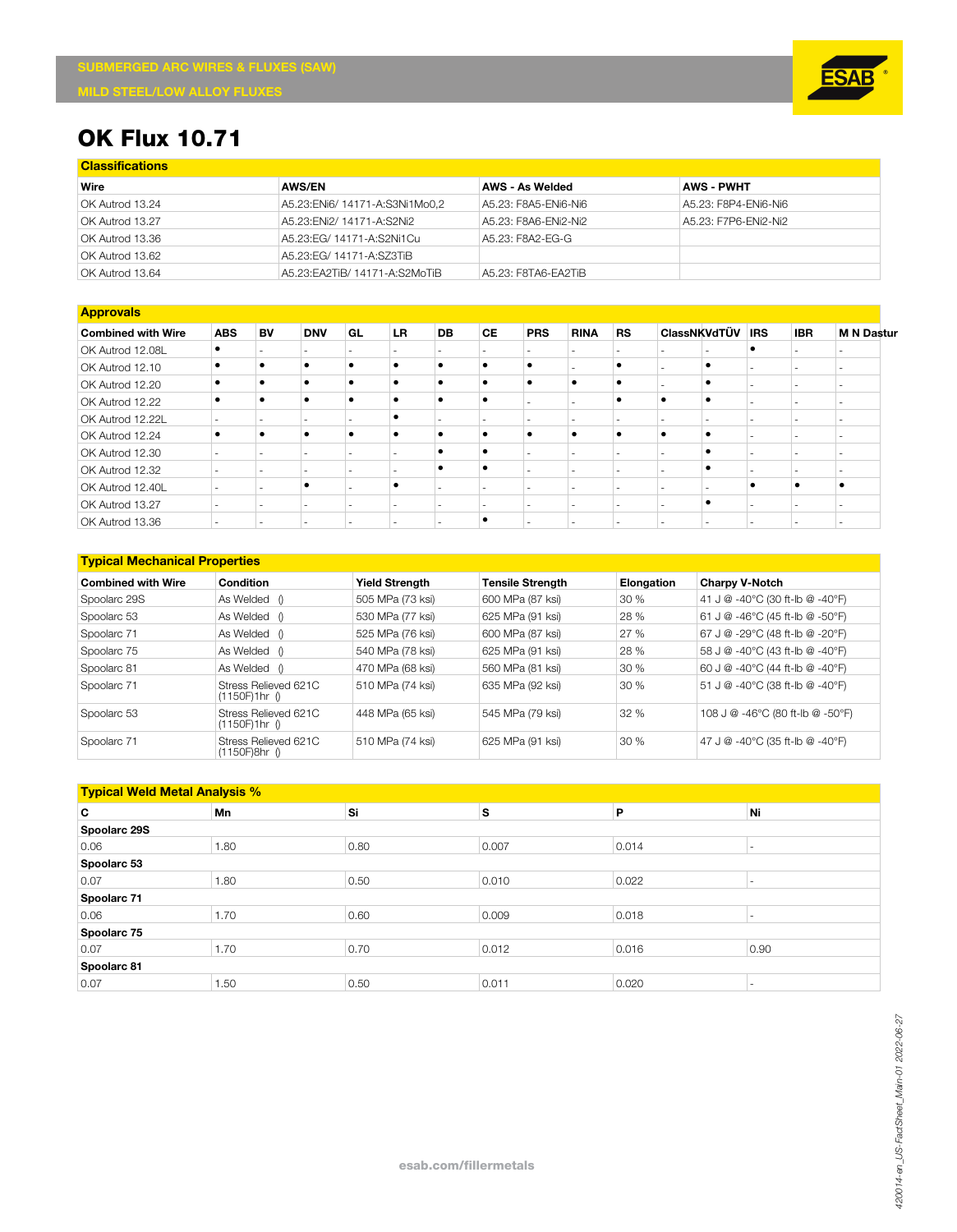# OK Flux 10.71

## Classifications

| Wire | AWS/EN | AWS - As Welded | AWS - PWHT |
|---|---|---|---|
| OK Autrod 13.24 | A5.23:ENi6/ 14171-A:S3Ni1Mo0,2 | A5.23: F8A5-ENi6-Ni6 | A5.23: F8P4-ENi6-Ni6 |
| OK Autrod 13.27 | A5.23:ENi2/ 14171-A:S2Ni2 | A5.23: F8A6-ENi2-Ni2 | A5.23: F7P6-ENi2-Ni2 |
| OK Autrod 13.36 | A5.23:EG/ 14171-A:S2Ni1Cu | A5.23: F8A2-EG-G | |
| OK Autrod 13.62 | A5.23:EG/ 14171-A:SZ3TiB | | |
| OK Autrod 13.64 | A5.23:EA2TiB/ 14171-A:S2MoTiB | A5.23: F8TA6-EA2TiB | |

## Approvals

| Combined with Wire | ABS | BV | DNV | GL | LR | DB | CE | PRS | RINA | RS | ClassNK | VdTÜV | IRS | IBR | M N Dastur |
|---|---|---|---|---|---|---|---|---|---|---|---|---|---|---|---|
| OK Autrod 12.08L | • | - | - | - | - | - | - | - | - | - | - | - | • | - | - |
| OK Autrod 12.10 | • | • | • | • | • | • | • | • | - | • | - | • | - | - | - |
| OK Autrod 12.20 | • | • | • | • | • | • | • | • | • | • | - | • | - | - | - |
| OK Autrod 12.22 | • | • | • | • | • | • | • | - | - | • | • | • | - | - | - |
| OK Autrod 12.22L | - | - | - | - | • | - | - | - | - | - | - | - | - | - | - |
| OK Autrod 12.24 | • | • | • | • | • | • | • | • | • | • | • | • | - | - | - |
| OK Autrod 12.30 | - | - | - | - | - | • | • | - | - | - | - | • | - | - | - |
| OK Autrod 12.32 | - | - | - | - | - | • | • | - | - | - | - | • | - | - | - |
| OK Autrod 12.40L | - | - | • | - | • | - | - | - | - | - | - | - | • | • | • |
| OK Autrod 13.27 | - | - | - | - | - | - | - | - | - | - | - | • | - | - | - |
| OK Autrod 13.36 | - | - | - | - | - | - | • | - | - | - | - | - | - | - | - |

## Typical Mechanical Properties

| Combined with Wire | Condition | Yield Strength | Tensile Strength | Elongation | Charpy V-Notch |
|---|---|---|---|---|---|
| Spoolarc 29S | As Welded () | 505 MPa (73 ksi) | 600 MPa (87 ksi) | 30 % | 41 J @ -40°C (30 ft-lb @ -40°F) |
| Spoolarc 53 | As Welded () | 530 MPa (77 ksi) | 625 MPa (91 ksi) | 28 % | 61 J @ -46°C (45 ft-lb @ -50°F) |
| Spoolarc 71 | As Welded () | 525 MPa (76 ksi) | 600 MPa (87 ksi) | 27 % | 67 J @ -29°C (48 ft-lb @ -20°F) |
| Spoolarc 75 | As Welded () | 540 MPa (78 ksi) | 625 MPa (91 ksi) | 28 % | 58 J @ -40°C (43 ft-lb @ -40°F) |
| Spoolarc 81 | As Welded () | 470 MPa (68 ksi) | 560 MPa (81 ksi) | 30 % | 60 J @ -40°C (44 ft-lb @ -40°F) |
| Spoolarc 71 | Stress Relieved 621C (1150F)1hr () | 510 MPa (74 ksi) | 635 MPa (92 ksi) | 30 % | 51 J @ -40°C (38 ft-lb @ -40°F) |
| Spoolarc 53 | Stress Relieved 621C (1150F)1hr () | 448 MPa (65 ksi) | 545 MPa (79 ksi) | 32 % | 108 J @ -46°C (80 ft-lb @ -50°F) |
| Spoolarc 71 | Stress Relieved 621C (1150F)8hr () | 510 MPa (74 ksi) | 625 MPa (91 ksi) | 30 % | 47 J @ -40°C (35 ft-lb @ -40°F) |

## Typical Weld Metal Analysis %

| C | Mn | Si | S | P | Ni |
|---|---|---|---|---|---|
| **Spoolarc 29S** | | | | | |
| 0.06 | 1.80 | 0.80 | 0.007 | 0.014 | - |
| **Spoolarc 53** | | | | | |
| 0.07 | 1.80 | 0.50 | 0.010 | 0.022 | - |
| **Spoolarc 71** | | | | | |
| 0.06 | 1.70 | 0.60 | 0.009 | 0.018 | - |
| **Spoolarc 75** | | | | | |
| 0.07 | 1.70 | 0.70 | 0.012 | 0.016 | 0.90 |
| **Spoolarc 81** | | | | | |
| 0.07 | 1.50 | 0.50 | 0.011 | 0.020 | - |